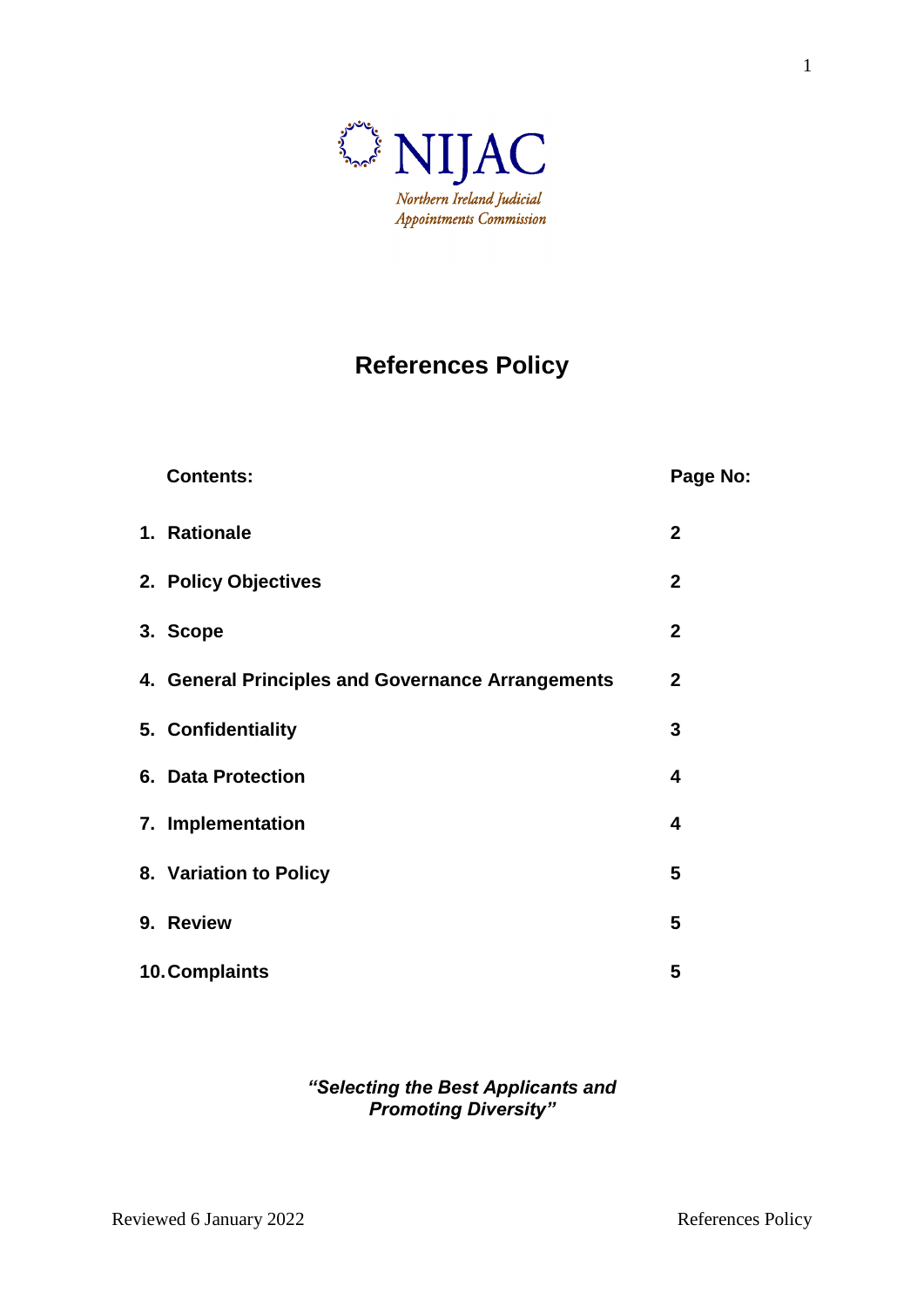NIJAC

*Northern Ireland Judicial Appointments Commission*

# References Policy

| Contents: | Page No: |
| --- | --- |
| 1. Rationale | 2 |
| 2. Policy Objectives | 2 |
| 3. Scope | 2 |
| 4. General Principles and Governance Arrangements | 2 |
| 5. Confidentiality | 3 |
| 6. Data Protection | 4 |
| 7. Implementation | 4 |
| 8. Variation to Policy | 5 |
| 9. Review | 5 |
| 10. Complaints | 5 |

***"Selecting the Best Applicants and Promoting Diversity"***

Reviewed 6 January 2022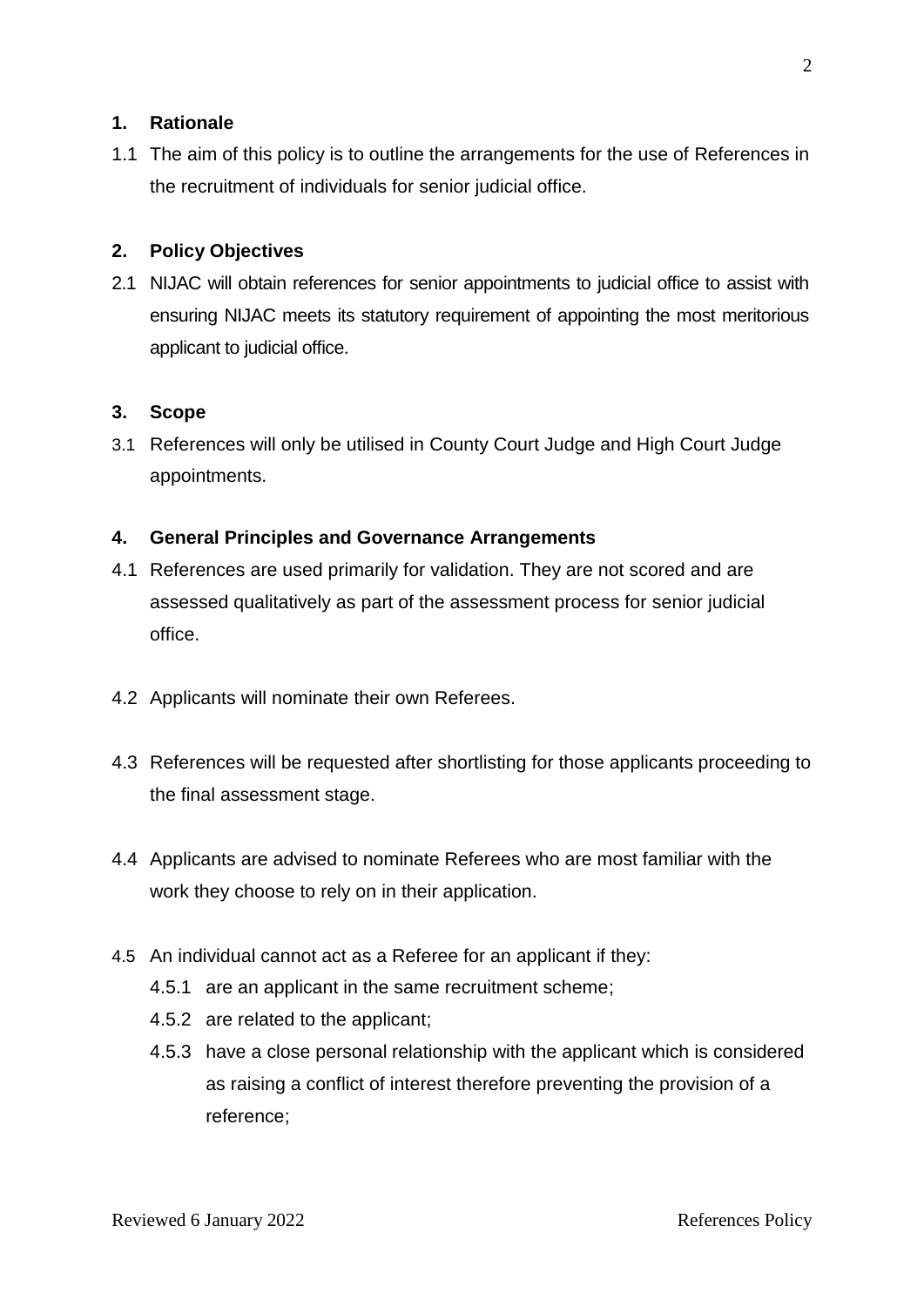## 1. Rationale

1.1 The aim of this policy is to outline the arrangements for the use of References in the recruitment of individuals for senior judicial office.

## 2. Policy Objectives

2.1 NIJAC will obtain references for senior appointments to judicial office to assist with ensuring NIJAC meets its statutory requirement of appointing the most meritorious applicant to judicial office.

## 3. Scope

3.1 References will only be utilised in County Court Judge and High Court Judge appointments.

## 4. General Principles and Governance Arrangements

4.1 References are used primarily for validation. They are not scored and are assessed qualitatively as part of the assessment process for senior judicial office.

4.2 Applicants will nominate their own Referees.

4.3 References will be requested after shortlisting for those applicants proceeding to the final assessment stage.

4.4 Applicants are advised to nominate Referees who are most familiar with the work they choose to rely on in their application.

4.5 An individual cannot act as a Referee for an applicant if they:

- 4.5.1 are an applicant in the same recruitment scheme;
- 4.5.2 are related to the applicant;
- 4.5.3 have a close personal relationship with the applicant which is considered as raising a conflict of interest therefore preventing the provision of a reference;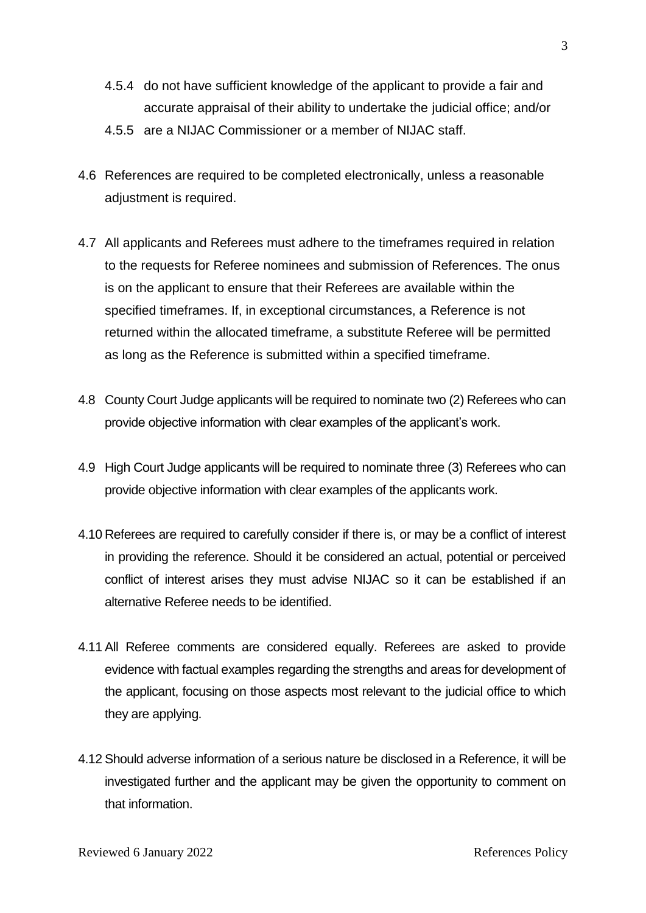4.5.4 do not have sufficient knowledge of the applicant to provide a fair and accurate appraisal of their ability to undertake the judicial office; and/or

4.5.5 are a NIJAC Commissioner or a member of NIJAC staff.

4.6 References are required to be completed electronically, unless a reasonable adjustment is required.

4.7 All applicants and Referees must adhere to the timeframes required in relation to the requests for Referee nominees and submission of References. The onus is on the applicant to ensure that their Referees are available within the specified timeframes. If, in exceptional circumstances, a Reference is not returned within the allocated timeframe, a substitute Referee will be permitted as long as the Reference is submitted within a specified timeframe.

4.8 County Court Judge applicants will be required to nominate two (2) Referees who can provide objective information with clear examples of the applicant's work.

4.9 High Court Judge applicants will be required to nominate three (3) Referees who can provide objective information with clear examples of the applicants work.

4.10 Referees are required to carefully consider if there is, or may be a conflict of interest in providing the reference. Should it be considered an actual, potential or perceived conflict of interest arises they must advise NIJAC so it can be established if an alternative Referee needs to be identified.

4.11 All Referee comments are considered equally. Referees are asked to provide evidence with factual examples regarding the strengths and areas for development of the applicant, focusing on those aspects most relevant to the judicial office to which they are applying.

4.12 Should adverse information of a serious nature be disclosed in a Reference, it will be investigated further and the applicant may be given the opportunity to comment on that information.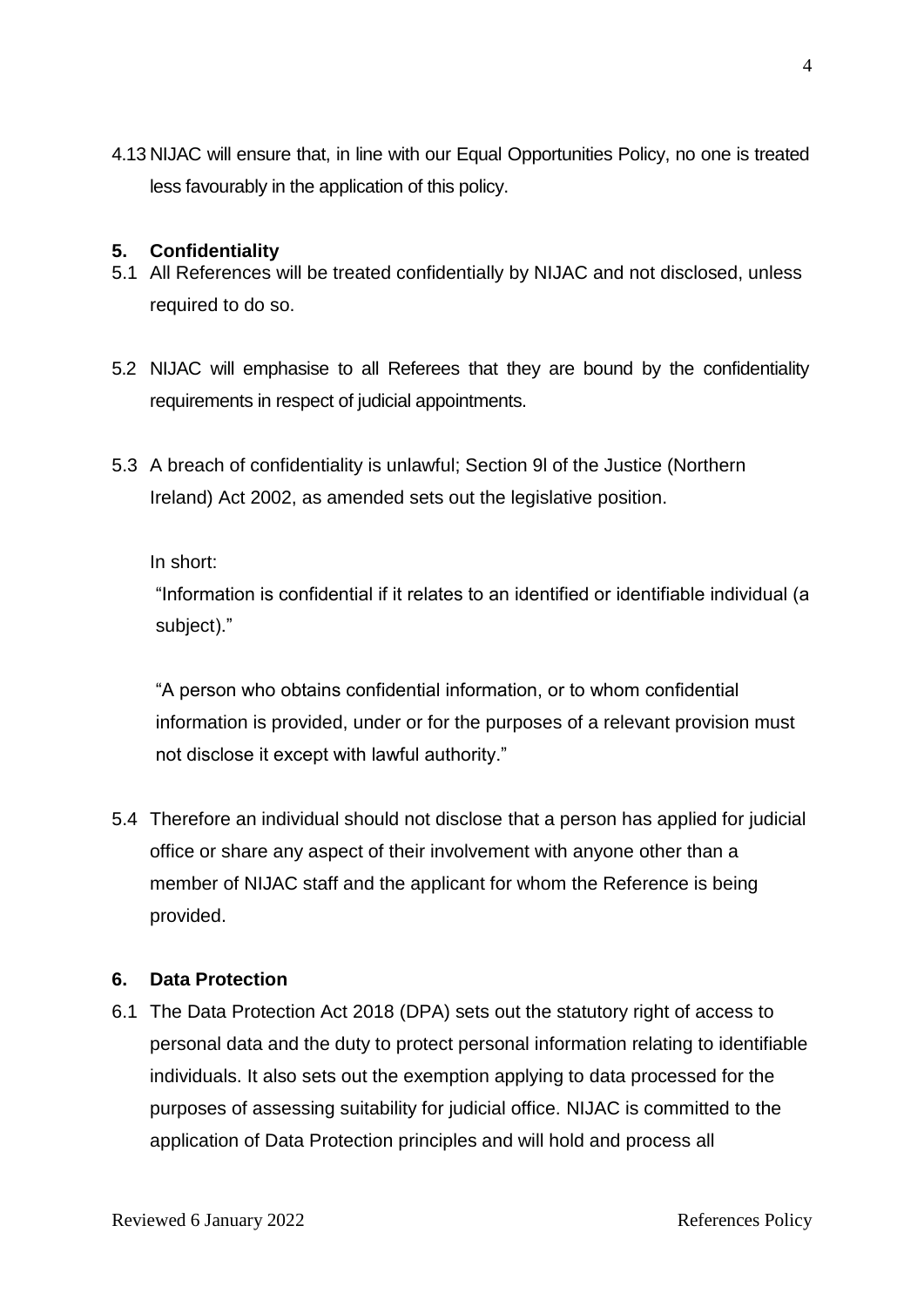4.13 NIJAC will ensure that, in line with our Equal Opportunities Policy, no one is treated less favourably in the application of this policy.

## 5. Confidentiality

5.1 All References will be treated confidentially by NIJAC and not disclosed, unless required to do so.

5.2 NIJAC will emphasise to all Referees that they are bound by the confidentiality requirements in respect of judicial appointments.

5.3 A breach of confidentiality is unlawful; Section 9l of the Justice (Northern Ireland) Act 2002, as amended sets out the legislative position.

In short:

"Information is confidential if it relates to an identified or identifiable individual (a subject)."

"A person who obtains confidential information, or to whom confidential information is provided, under or for the purposes of a relevant provision must not disclose it except with lawful authority."

5.4 Therefore an individual should not disclose that a person has applied for judicial office or share any aspect of their involvement with anyone other than a member of NIJAC staff and the applicant for whom the Reference is being provided.

## 6. Data Protection

6.1 The Data Protection Act 2018 (DPA) sets out the statutory right of access to personal data and the duty to protect personal information relating to identifiable individuals. It also sets out the exemption applying to data processed for the purposes of assessing suitability for judicial office. NIJAC is committed to the application of Data Protection principles and will hold and process all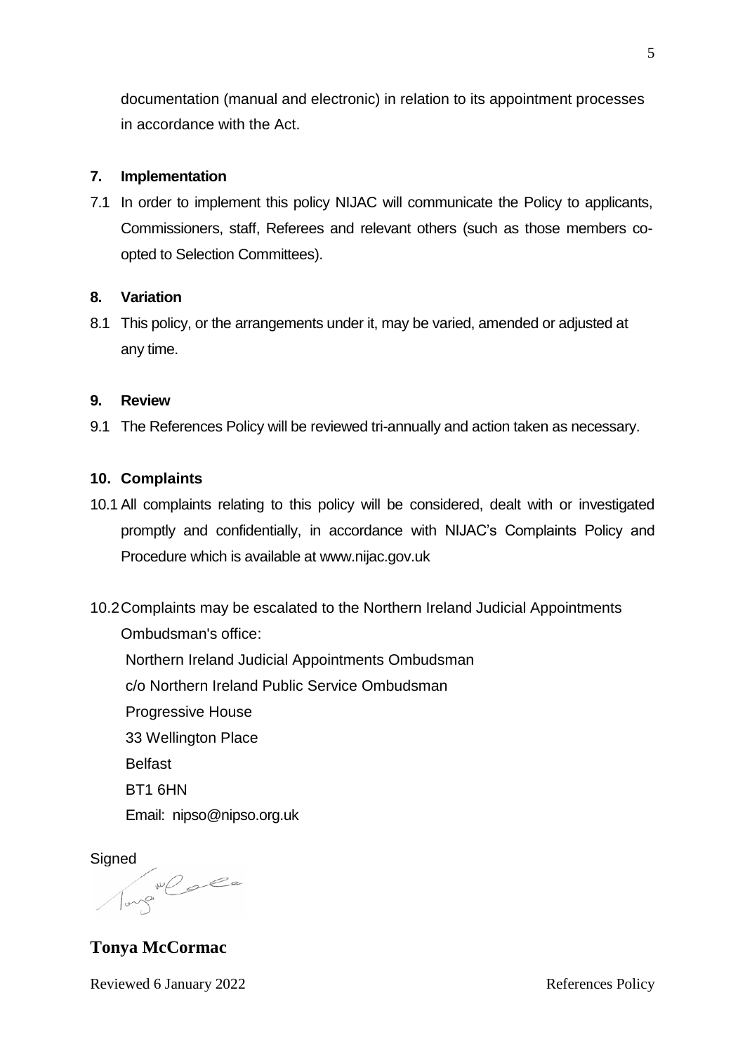documentation (manual and electronic) in relation to its appointment processes in accordance with the Act.

## 7. Implementation

7.1 In order to implement this policy NIJAC will communicate the Policy to applicants, Commissioners, staff, Referees and relevant others (such as those members co-opted to Selection Committees).

## 8. Variation

8.1 This policy, or the arrangements under it, may be varied, amended or adjusted at any time.

## 9. Review

9.1 The References Policy will be reviewed tri-annually and action taken as necessary.

## 10. Complaints

10.1 All complaints relating to this policy will be considered, dealt with or investigated promptly and confidentially, in accordance with NIJAC's Complaints Policy and Procedure which is available at www.nijac.gov.uk

10.2 Complaints may be escalated to the Northern Ireland Judicial Appointments Ombudsman's office:

Northern Ireland Judicial Appointments Ombudsman
c/o Northern Ireland Public Service Ombudsman
Progressive House
33 Wellington Place
Belfast
BT1 6HN
Email: nipso@nipso.org.uk

Signed

**Tonya McCormac**

Reviewed 6 January 2022 References Policy